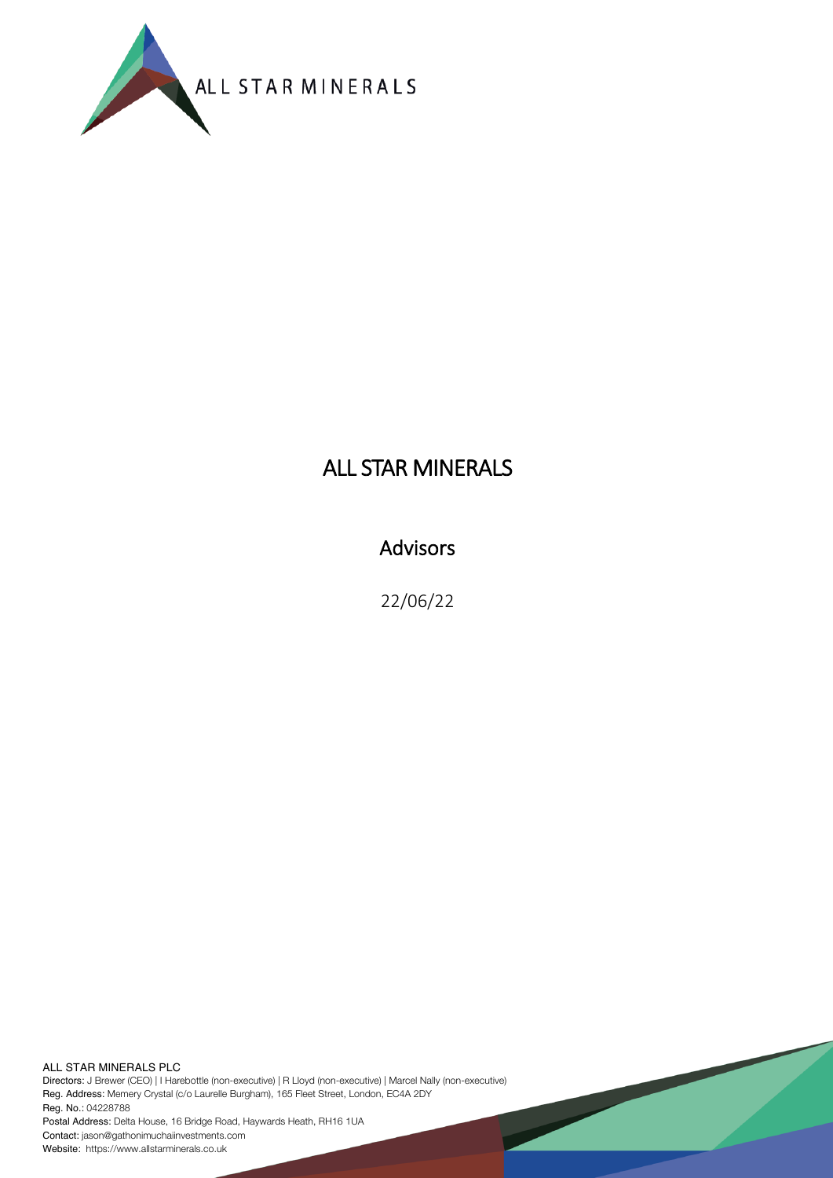ALL STAR MINERALS

# ALL STAR MINERALS

## Advisors

22/06/22

ALL STAR MINERALS PLC

Directors: J Brewer (CEO) | I Harebottle (non-executive) | R Lloyd (non-executive) | Marcel Nally (non-executive)

Reg. Address: Memery Crystal (c/o Laurelle Burgham), 165 Fleet Street, London, EC4A 2DY

Reg. No.: 04228788

Postal Address: Delta House, 16 Bridge Road, Haywards Heath, RH16 1UA

Contact: jason@gathonimuchaiinvestments.com

Website: https://www.allstarminerals.co.uk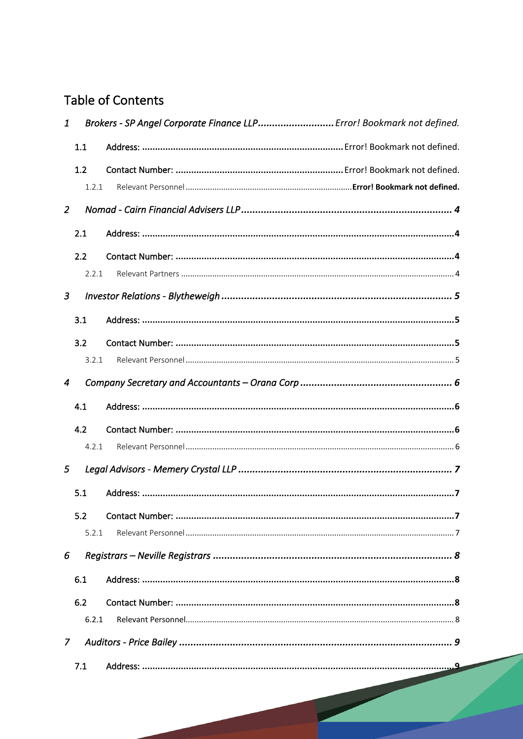# Table of Contents

1 *Brokers - SP Angel Corporate Finance LLP* ........................... *Error! Bookmark not defined.*

- 1.1 Address: ........................... Error! Bookmark not defined.
- 1.2 Contact Number: ........................... Error! Bookmark not defined.
  - 1.2.1 Relevant Personnel ........................... **Error! Bookmark not defined.**

2 *Nomad - Cairn Financial Advisers LLP* ........................... *4*

- 2.1 Address: ........................... 4
- 2.2 Contact Number: ........................... 4
  - 2.2.1 Relevant Partners ........................... 4

3 *Investor Relations - Blytheweigh* ........................... *5*

- 3.1 Address: ........................... 5
- 3.2 Contact Number: ........................... 5
  - 3.2.1 Relevant Personnel ........................... 5

4 *Company Secretary and Accountants – Orana Corp* ........................... *6*

- 4.1 Address: ........................... 6
- 4.2 Contact Number: ........................... 6
  - 4.2.1 Relevant Personnel ........................... 6

5 *Legal Advisors - Memery Crystal LLP* ........................... *7*

- 5.1 Address: ........................... 7
- 5.2 Contact Number: ........................... 7
  - 5.2.1 Relevant Personnel ........................... 7

6 *Registrars – Neville Registrars* ........................... *8*

- 6.1 Address: ........................... 8
- 6.2 Contact Number: ........................... 8
  - 6.2.1 Relevant Personnel ........................... 8

7 *Auditors - Price Bailey* ........................... *9*

- 7.1 Address: ........................... 9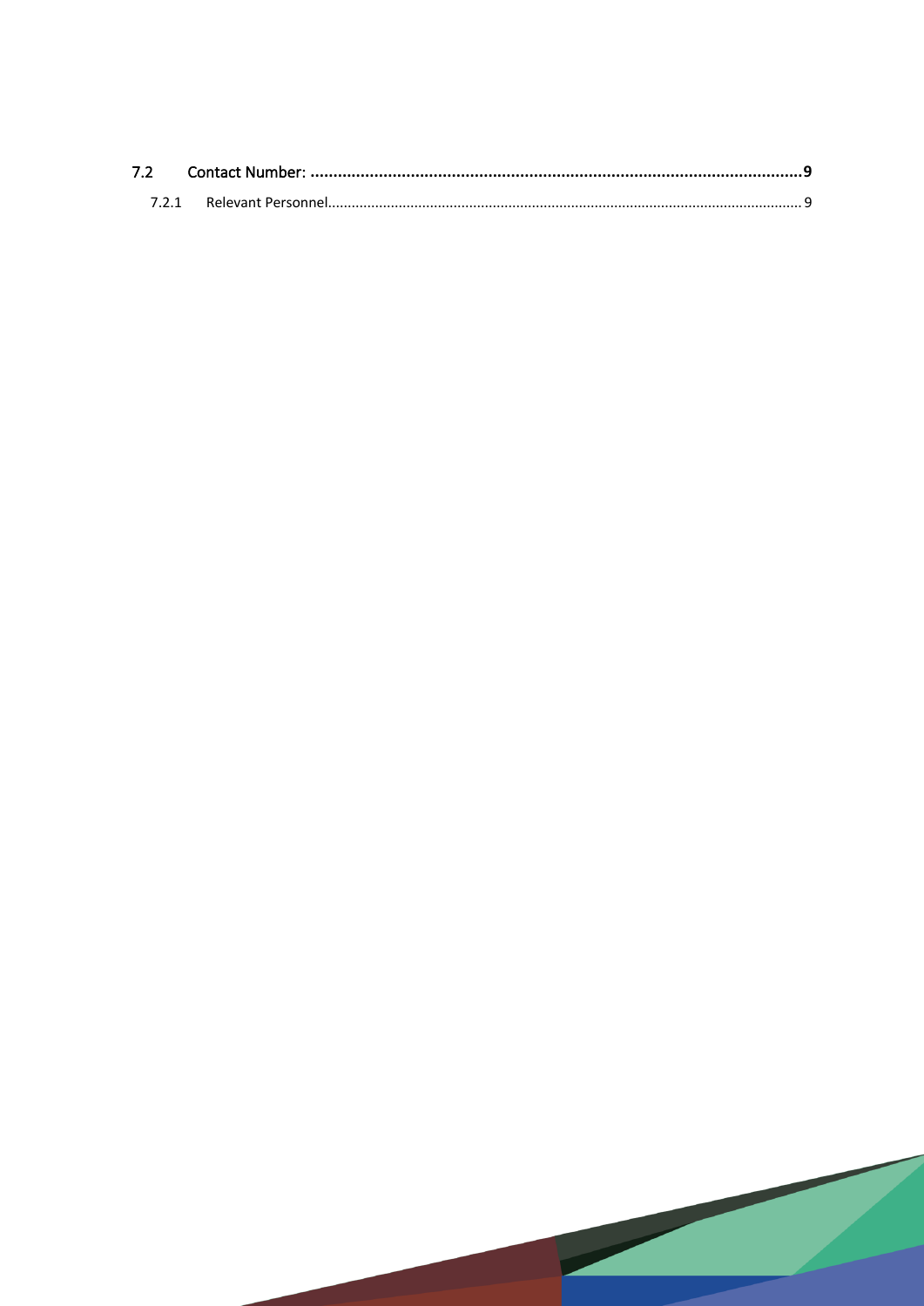7.2 Contact Number: ........................................................................................................................9

7.2.1 Relevant Personnel........................................................................................................................ 9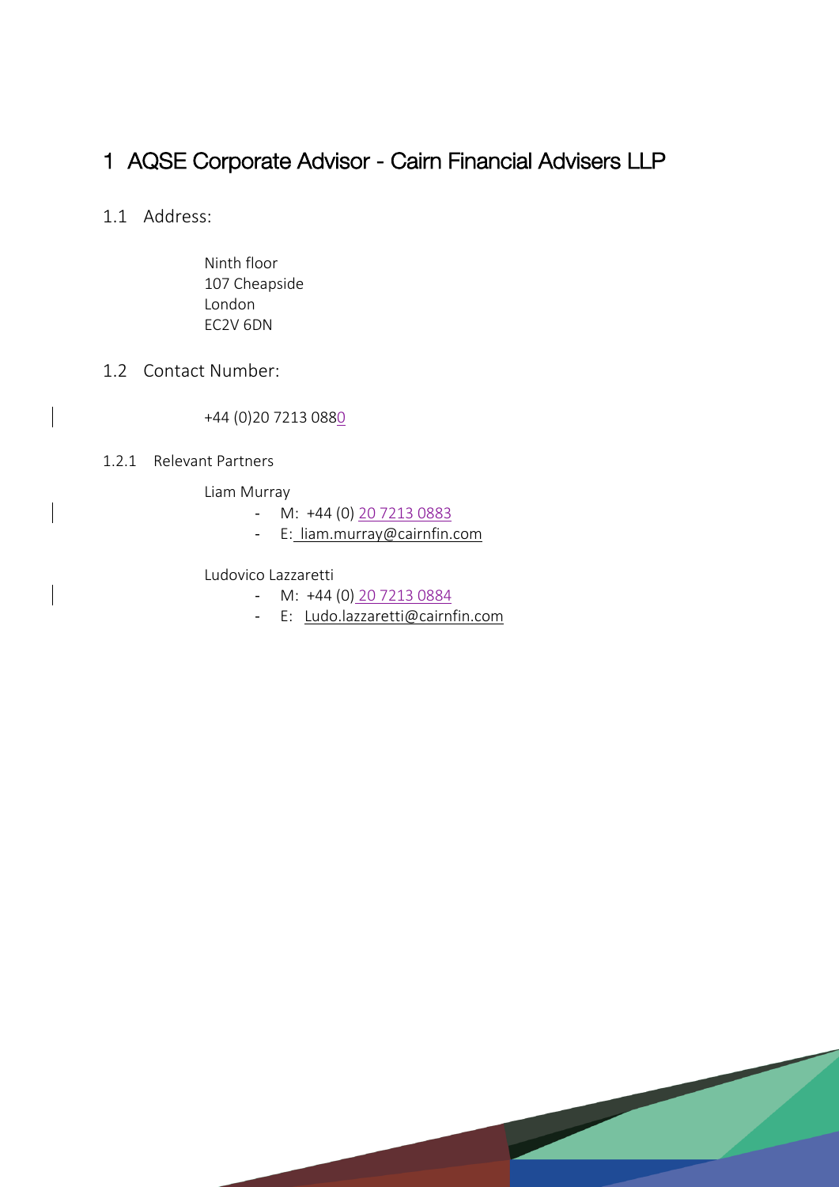# 1 AQSE Corporate Advisor - Cairn Financial Advisers LLP

## 1.1 Address:

Ninth floor
107 Cheapside
London
EC2V 6DN

## 1.2 Contact Number:

+44 (0)20 7213 0880

### 1.2.1 Relevant Partners

Liam Murray

- M: +44 (0) 20 7213 0883
- E: liam.murray@cairnfin.com

Ludovico Lazzaretti

- M: +44 (0) 20 7213 0884
- E: Ludo.lazzaretti@cairnfin.com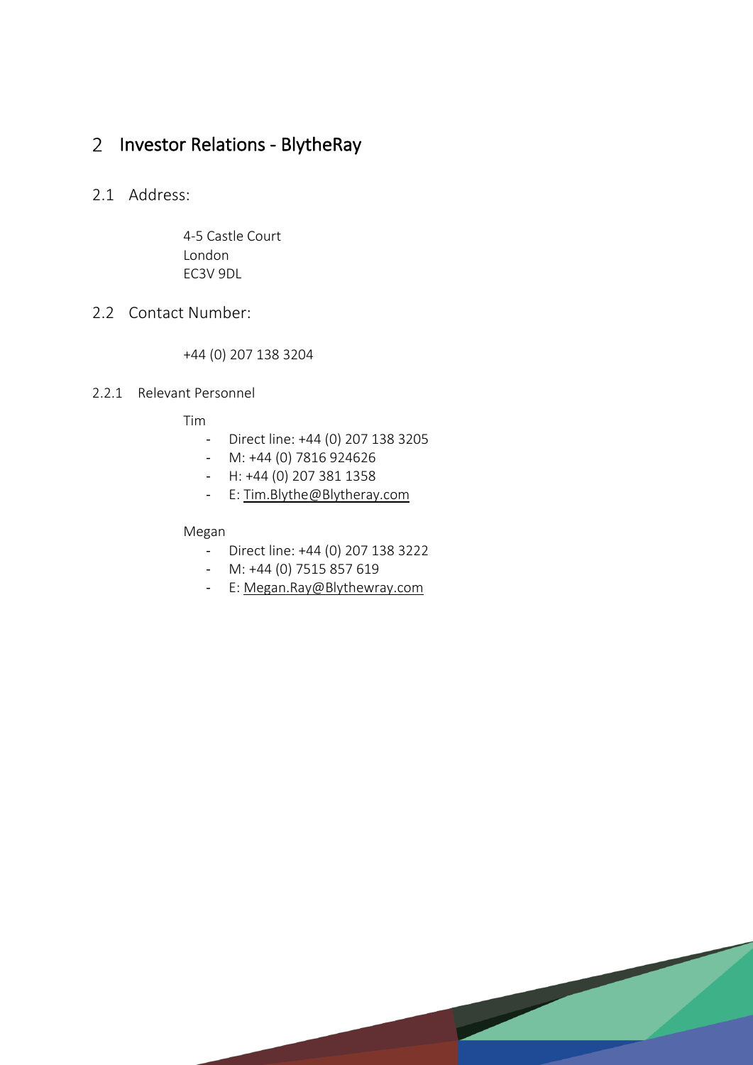# 2 Investor Relations - BlytheRay

## 2.1 Address:

4-5 Castle Court
London
EC3V 9DL

## 2.2 Contact Number:

+44 (0) 207 138 3204

### 2.2.1 Relevant Personnel

Tim

- Direct line: +44 (0) 207 138 3205
- M: +44 (0) 7816 924626
- H: +44 (0) 207 381 1358
- E: Tim.Blythe@Blytheray.com

Megan

- Direct line: +44 (0) 207 138 3222
- M: +44 (0) 7515 857 619
- E: Megan.Ray@Blythewray.com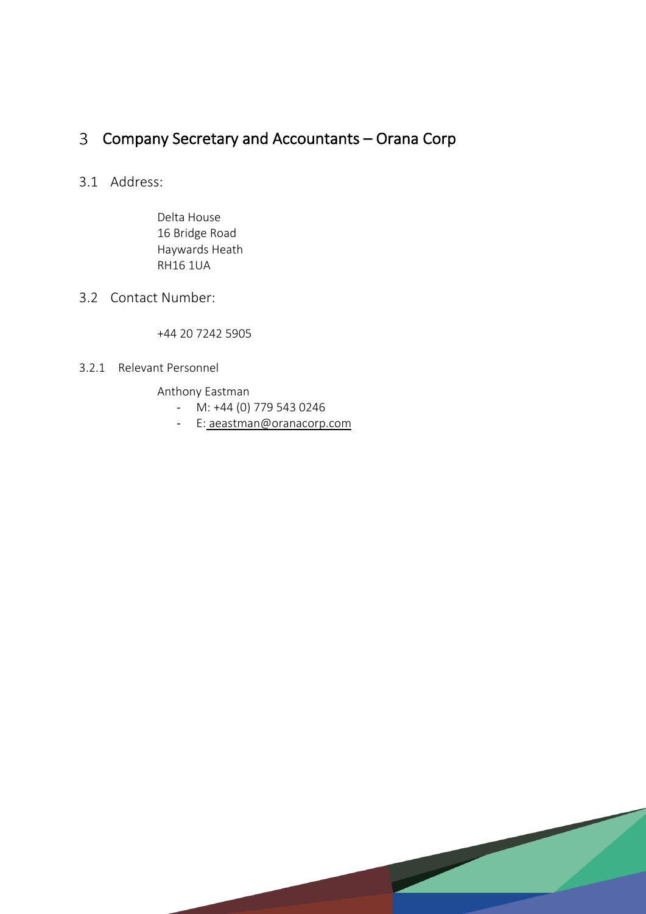# 3 Company Secretary and Accountants – Orana Corp

## 3.1 Address:

Delta House
16 Bridge Road
Haywards Heath
RH16 1UA

## 3.2 Contact Number:

+44 20 7242 5905

### 3.2.1 Relevant Personnel

Anthony Eastman

- M: +44 (0) 779 543 0246
- E: aeastman@oranacorp.com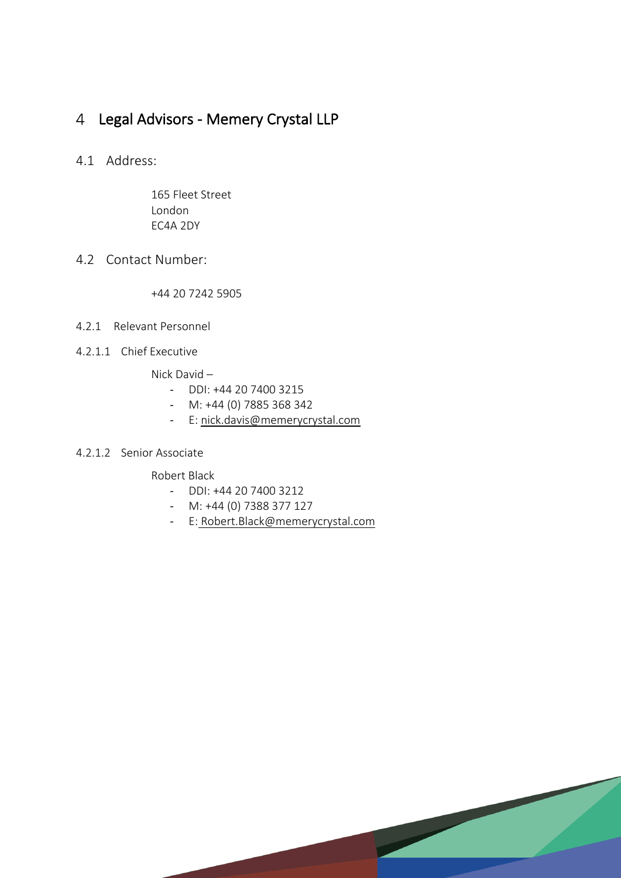# 4 Legal Advisors - Memery Crystal LLP

## 4.1 Address:

165 Fleet Street
London
EC4A 2DY

## 4.2 Contact Number:

+44 20 7242 5905

### 4.2.1 Relevant Personnel

#### 4.2.1.1 Chief Executive

Nick David –

- DDI: +44 20 7400 3215
- M: +44 (0) 7885 368 342
- E: nick.davis@memerycrystal.com

#### 4.2.1.2 Senior Associate

Robert Black

- DDI: +44 20 7400 3212
- M: +44 (0) 7388 377 127
- E: Robert.Black@memerycrystal.com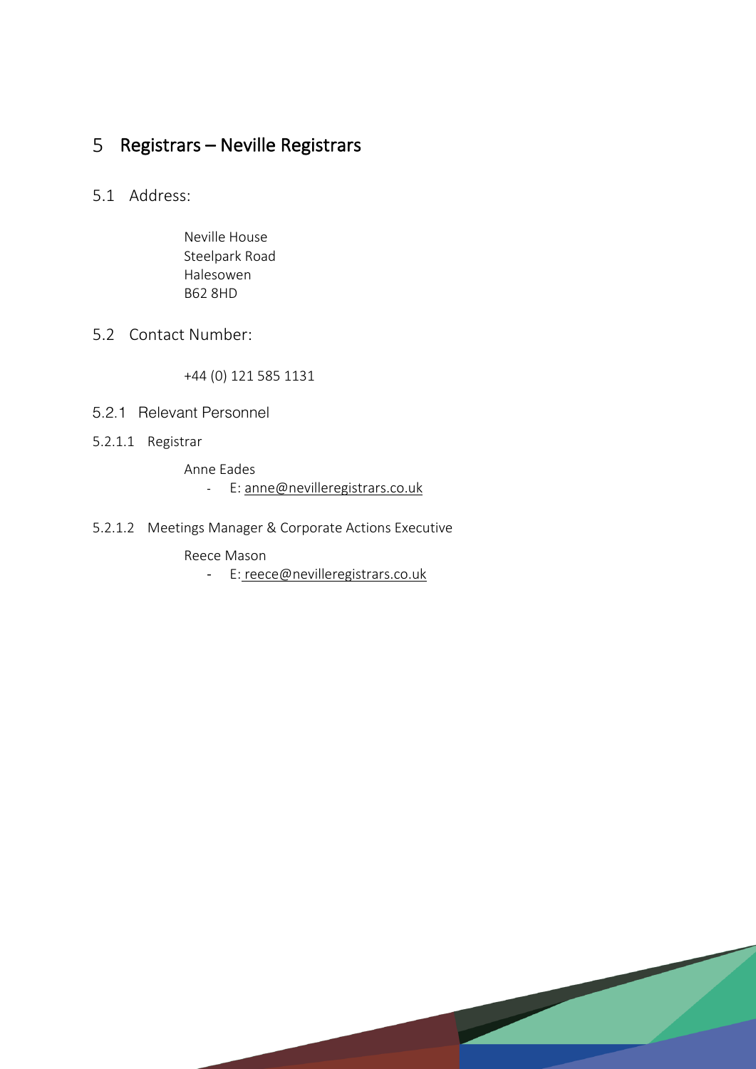# 5 Registrars – Neville Registrars

## 5.1 Address:

Neville House
Steelpark Road
Halesowen
B62 8HD

## 5.2 Contact Number:

+44 (0) 121 585 1131

### 5.2.1 Relevant Personnel

#### 5.2.1.1 Registrar

Anne Eades

- E: anne@nevilleregistrars.co.uk

#### 5.2.1.2 Meetings Manager & Corporate Actions Executive

Reece Mason

- E: reece@nevilleregistrars.co.uk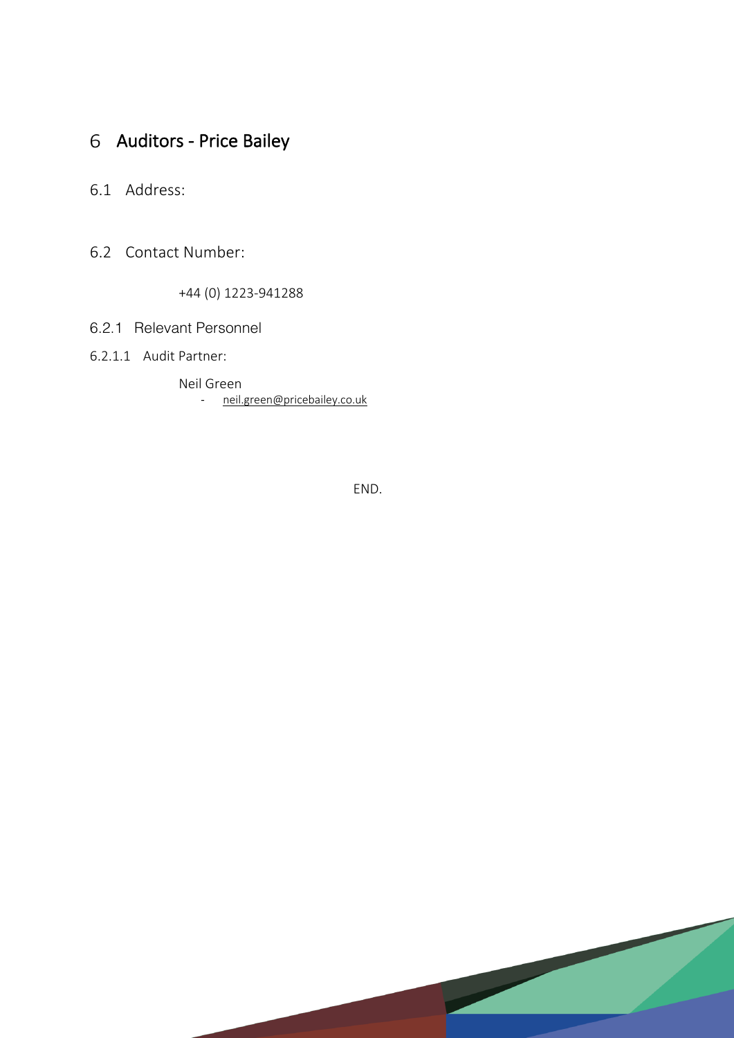# 6 Auditors - Price Bailey

## 6.1 Address:

## 6.2 Contact Number:

+44 (0) 1223-941288

### 6.2.1 Relevant Personnel

#### 6.2.1.1 Audit Partner:

Neil Green

- neil.green@pricebailey.co.uk

END.